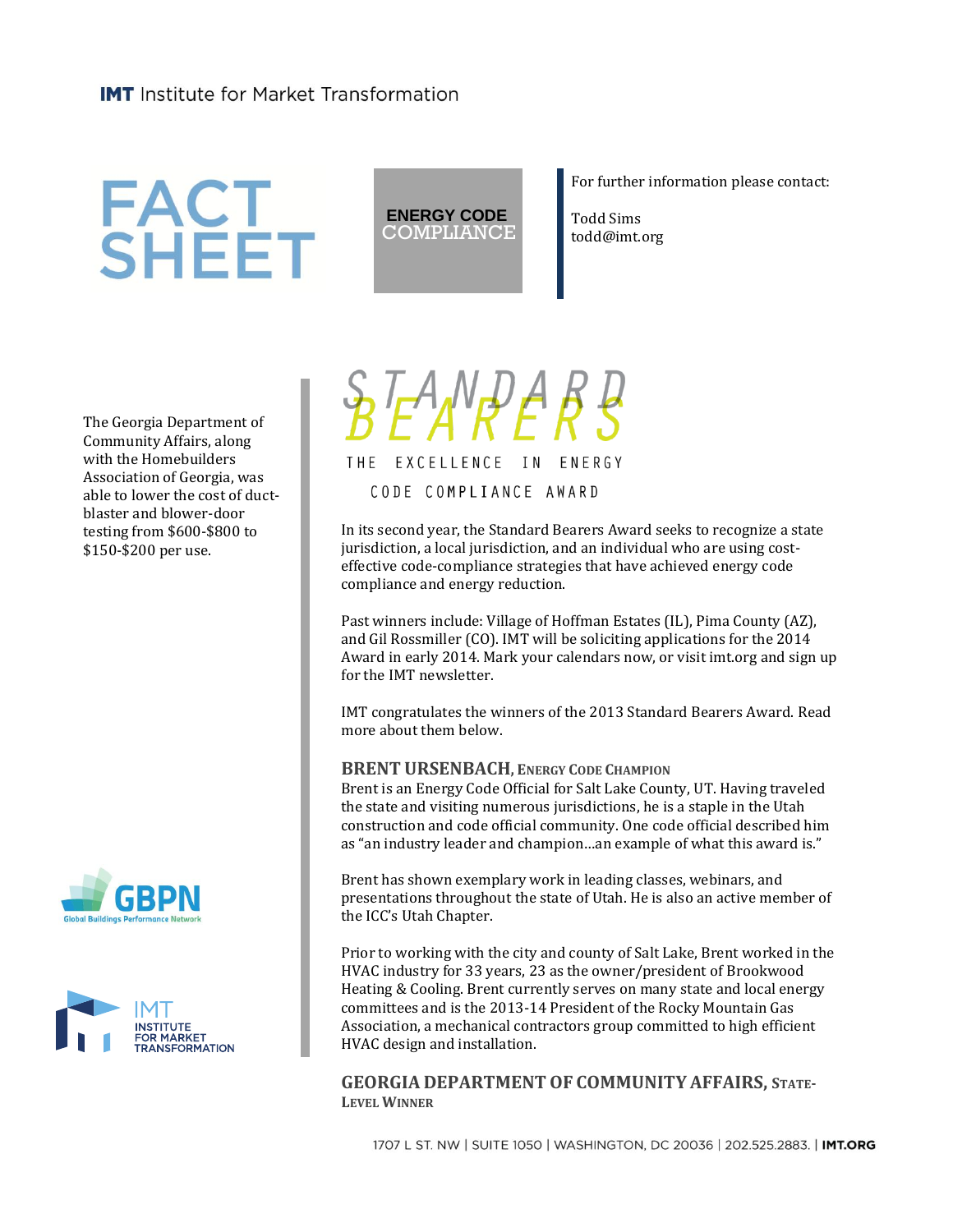**IMT** Institute for Market Transformation

# FACT SHEET

**ENERGY CODE COMPLIANCE**

For further information please contact:

Todd Sims
todd@imt.org

The Georgia Department of Community Affairs, along with the Homebuilders Association of Georgia, was able to lower the cost of duct-blaster and blower-door testing from $600-$800 to $150-$200 per use.

## STANDARD BEARERS

THE EXCELLENCE IN ENERGY CODE COMPLIANCE AWARD

In its second year, the Standard Bearers Award seeks to recognize a state jurisdiction, a local jurisdiction, and an individual who are using cost-effective code-compliance strategies that have achieved energy code compliance and energy reduction.

Past winners include: Village of Hoffman Estates (IL), Pima County (AZ), and Gil Rossmiller (CO). IMT will be soliciting applications for the 2014 Award in early 2014. Mark your calendars now, or visit imt.org and sign up for the IMT newsletter.

IMT congratulates the winners of the 2013 Standard Bearers Award. Read more about them below.

### BRENT URSENBACH, Energy Code Champion

Brent is an Energy Code Official for Salt Lake County, UT. Having traveled the state and visiting numerous jurisdictions, he is a staple in the Utah construction and code official community. One code official described him as "an industry leader and champion…an example of what this award is."

Brent has shown exemplary work in leading classes, webinars, and presentations throughout the state of Utah. He is also an active member of the ICC's Utah Chapter.

Prior to working with the city and county of Salt Lake, Brent worked in the HVAC industry for 33 years, 23 as the owner/president of Brookwood Heating & Cooling. Brent currently serves on many state and local energy committees and is the 2013-14 President of the Rocky Mountain Gas Association, a mechanical contractors group committed to high efficient HVAC design and installation.

### GEORGIA DEPARTMENT OF COMMUNITY AFFAIRS, State-Level Winner

GBPN Global Buildings Performance Network

IMT INSTITUTE FOR MARKET TRANSFORMATION

1707 L ST. NW | SUITE 1050 | WASHINGTON, DC 20036 | 202.525.2883. | IMT.ORG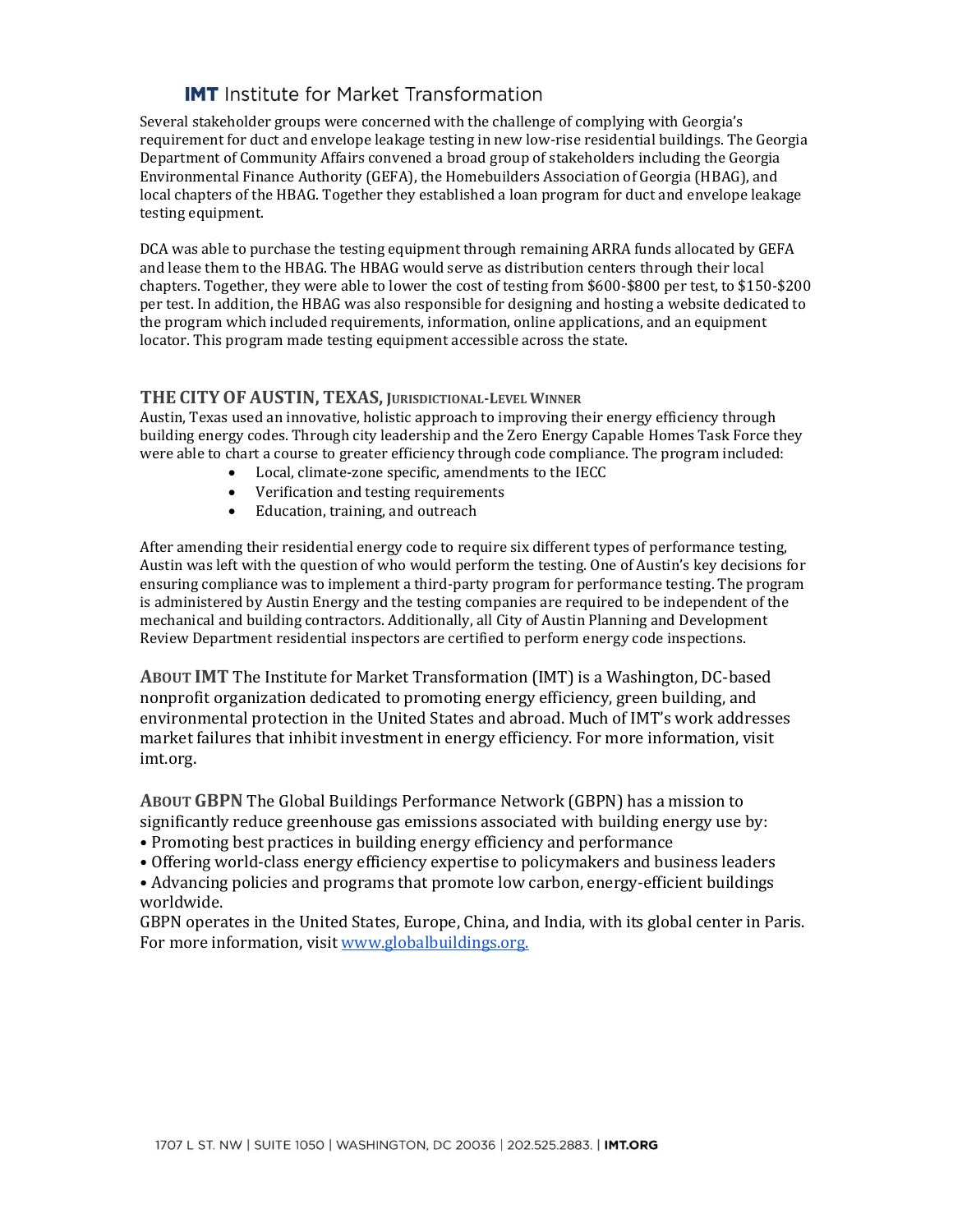Several stakeholder groups were concerned with the challenge of complying with Georgia's requirement for duct and envelope leakage testing in new low-rise residential buildings. The Georgia Department of Community Affairs convened a broad group of stakeholders including the Georgia Environmental Finance Authority (GEFA), the Homebuilders Association of Georgia (HBAG), and local chapters of the HBAG. Together they established a loan program for duct and envelope leakage testing equipment.

DCA was able to purchase the testing equipment through remaining ARRA funds allocated by GEFA and lease them to the HBAG. The HBAG would serve as distribution centers through their local chapters. Together, they were able to lower the cost of testing from $600-$800 per test, to $150-$200 per test. In addition, the HBAG was also responsible for designing and hosting a website dedicated to the program which included requirements, information, online applications, and an equipment locator. This program made testing equipment accessible across the state.

### THE CITY OF AUSTIN, TEXAS, JURISDICTIONAL-LEVEL WINNER

Austin, Texas used an innovative, holistic approach to improving their energy efficiency through building energy codes. Through city leadership and the Zero Energy Capable Homes Task Force they were able to chart a course to greater efficiency through code compliance. The program included:

- Local, climate-zone specific, amendments to the IECC
- Verification and testing requirements
- Education, training, and outreach

After amending their residential energy code to require six different types of performance testing, Austin was left with the question of who would perform the testing. One of Austin's key decisions for ensuring compliance was to implement a third-party program for performance testing. The program is administered by Austin Energy and the testing companies are required to be independent of the mechanical and building contractors. Additionally, all City of Austin Planning and Development Review Department residential inspectors are certified to perform energy code inspections.

**ABOUT IMT** The Institute for Market Transformation (IMT) is a Washington, DC-based nonprofit organization dedicated to promoting energy efficiency, green building, and environmental protection in the United States and abroad. Much of IMT's work addresses market failures that inhibit investment in energy efficiency. For more information, visit imt.org.

**ABOUT GBPN** The Global Buildings Performance Network (GBPN) has a mission to significantly reduce greenhouse gas emissions associated with building energy use by:

- Promoting best practices in building energy efficiency and performance
- Offering world-class energy efficiency expertise to policymakers and business leaders
- Advancing policies and programs that promote low carbon, energy-efficient buildings worldwide.

GBPN operates in the United States, Europe, China, and India, with its global center in Paris. For more information, visit www.globalbuildings.org.